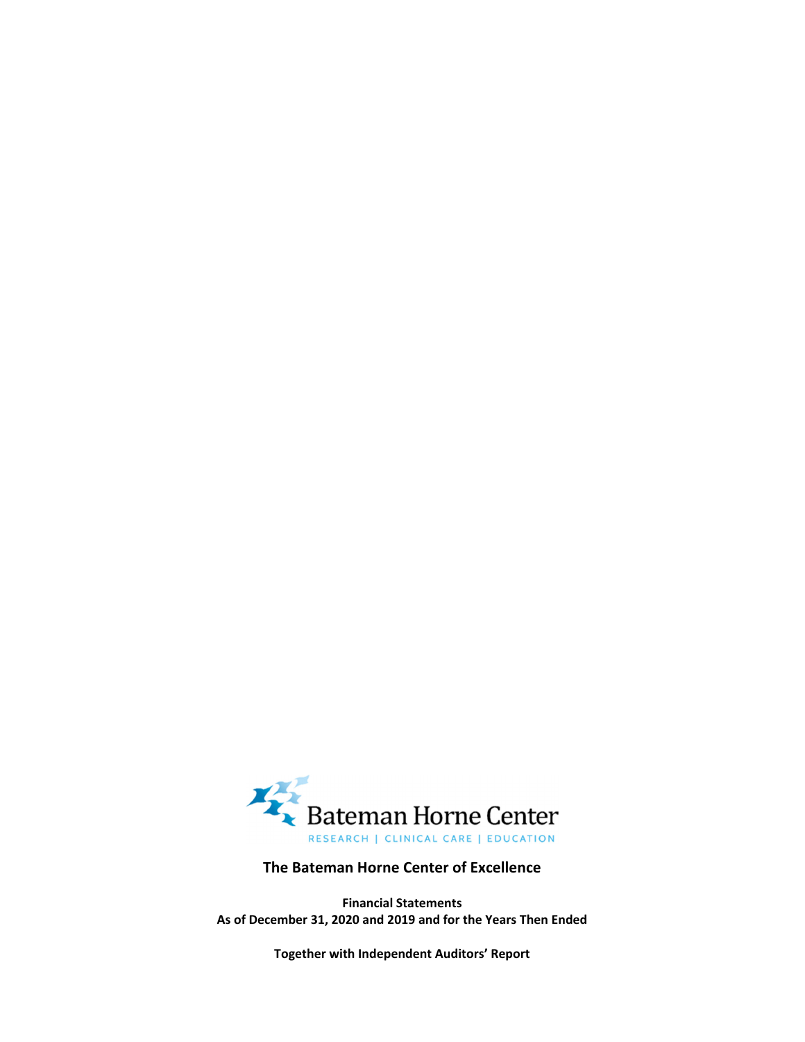Bateman Horne Center

RESEARCH | CLINICAL CARE | EDUCATION

# The Bateman Horne Center of Excellence

**Financial Statements**
**As of December 31, 2020 and 2019 and for the Years Then Ended**

**Together with Independent Auditors' Report**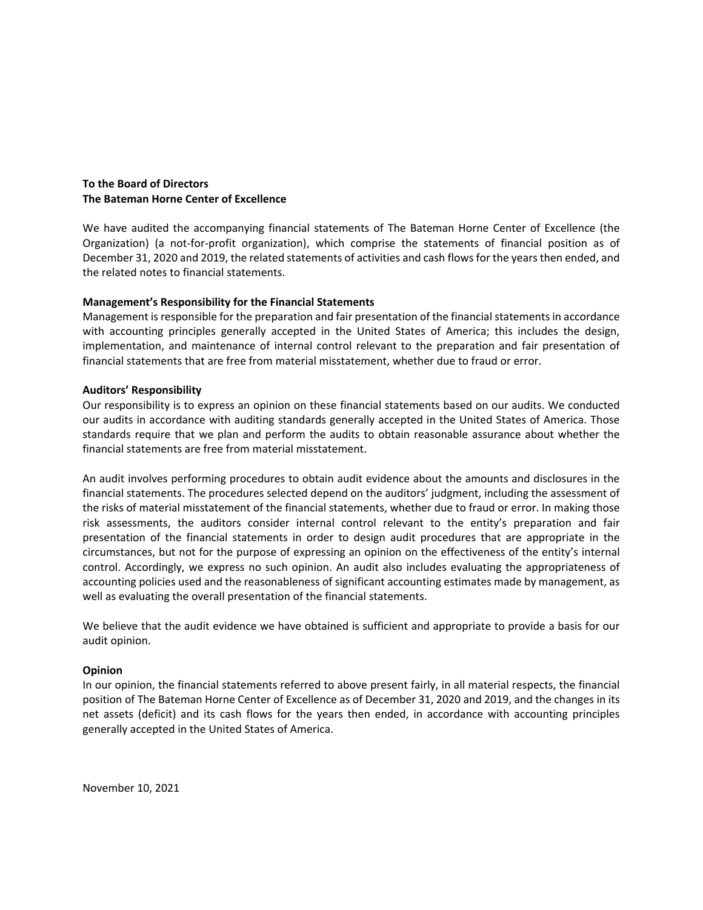**To the Board of Directors**
**The Bateman Horne Center of Excellence**

We have audited the accompanying financial statements of The Bateman Horne Center of Excellence (the Organization) (a not-for-profit organization), which comprise the statements of financial position as of December 31, 2020 and 2019, the related statements of activities and cash flows for the years then ended, and the related notes to financial statements.

**Management's Responsibility for the Financial Statements**

Management is responsible for the preparation and fair presentation of the financial statements in accordance with accounting principles generally accepted in the United States of America; this includes the design, implementation, and maintenance of internal control relevant to the preparation and fair presentation of financial statements that are free from material misstatement, whether due to fraud or error.

**Auditors' Responsibility**

Our responsibility is to express an opinion on these financial statements based on our audits. We conducted our audits in accordance with auditing standards generally accepted in the United States of America. Those standards require that we plan and perform the audits to obtain reasonable assurance about whether the financial statements are free from material misstatement.

An audit involves performing procedures to obtain audit evidence about the amounts and disclosures in the financial statements. The procedures selected depend on the auditors' judgment, including the assessment of the risks of material misstatement of the financial statements, whether due to fraud or error. In making those risk assessments, the auditors consider internal control relevant to the entity's preparation and fair presentation of the financial statements in order to design audit procedures that are appropriate in the circumstances, but not for the purpose of expressing an opinion on the effectiveness of the entity's internal control. Accordingly, we express no such opinion. An audit also includes evaluating the appropriateness of accounting policies used and the reasonableness of significant accounting estimates made by management, as well as evaluating the overall presentation of the financial statements.

We believe that the audit evidence we have obtained is sufficient and appropriate to provide a basis for our audit opinion.

**Opinion**

In our opinion, the financial statements referred to above present fairly, in all material respects, the financial position of The Bateman Horne Center of Excellence as of December 31, 2020 and 2019, and the changes in its net assets (deficit) and its cash flows for the years then ended, in accordance with accounting principles generally accepted in the United States of America.

November 10, 2021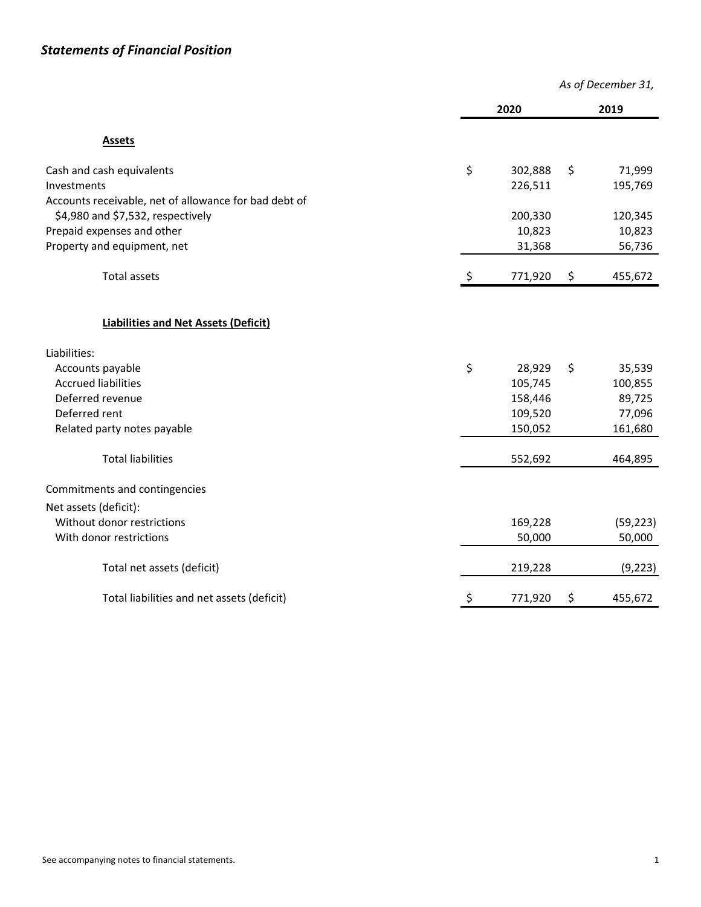# *Statements of Financial Position*

| | *As of December 31,* | |
|---|---|---|
| | **2020** | **2019** |
| **Assets** | | |
| Cash and cash equivalents | $ 302,888 | $ 71,999 |
| Investments | 226,511 | 195,769 |
| Accounts receivable, net of allowance for bad debt of $4,980 and $7,532, respectively | 200,330 | 120,345 |
| Prepaid expenses and other | 10,823 | 10,823 |
| Property and equipment, net | 31,368 | 56,736 |
| Total assets | $ 771,920 | $ 455,672 |
| **Liabilities and Net Assets (Deficit)** | | |
| Liabilities: | | |
| Accounts payable | $ 28,929 | $ 35,539 |
| Accrued liabilities | 105,745 | 100,855 |
| Deferred revenue | 158,446 | 89,725 |
| Deferred rent | 109,520 | 77,096 |
| Related party notes payable | 150,052 | 161,680 |
| Total liabilities | 552,692 | 464,895 |
| Commitments and contingencies | | |
| Net assets (deficit): | | |
| Without donor restrictions | 169,228 | (59,223) |
| With donor restrictions | 50,000 | 50,000 |
| Total net assets (deficit) | 219,228 | (9,223) |
| Total liabilities and net assets (deficit) | $ 771,920 | $ 455,672 |

See accompanying notes to financial statements.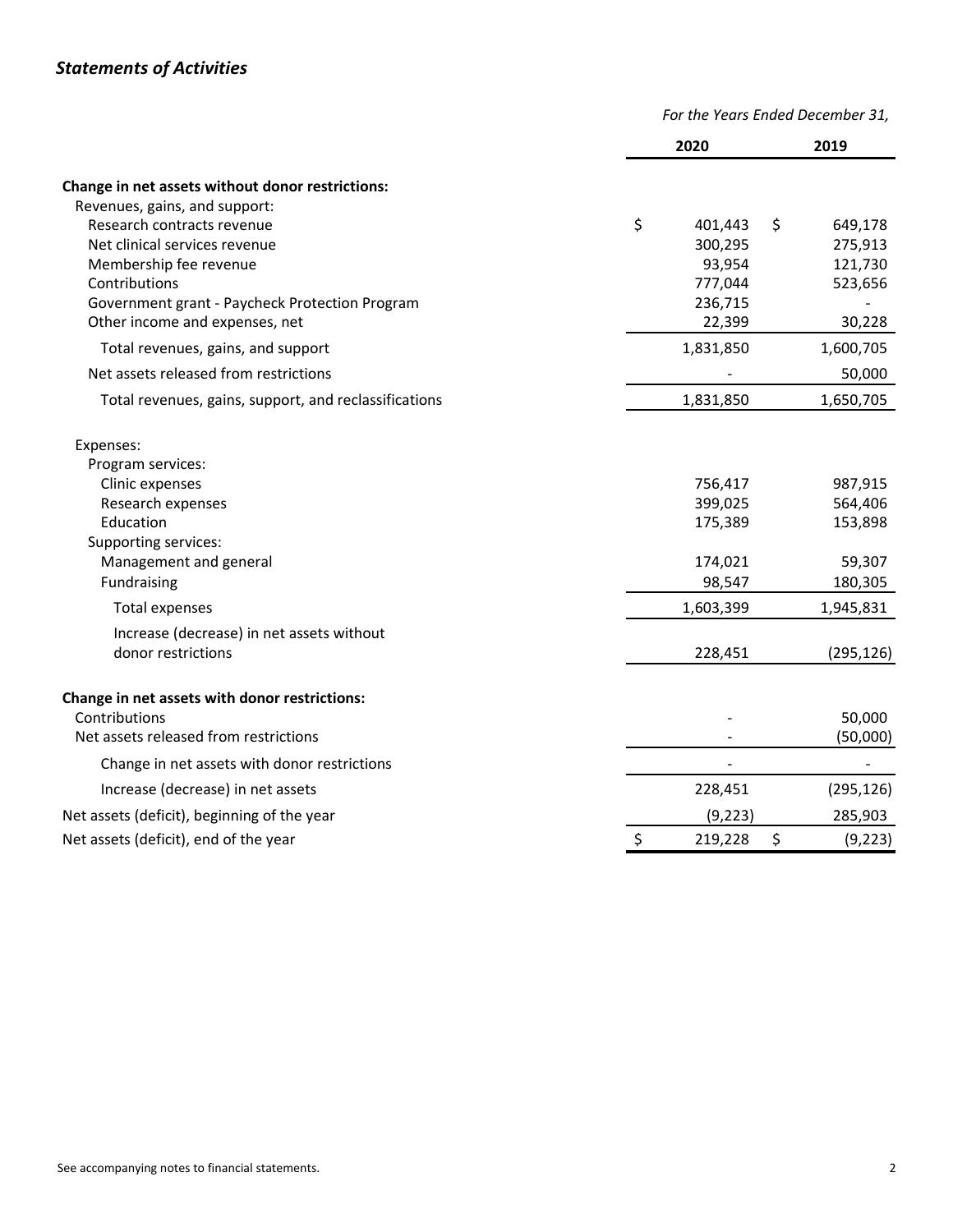## *Statements of Activities*

| | *For the Years Ended December 31,* | |
|---|---|---|
| | **2020** | **2019** |
| **Change in net assets without donor restrictions:** | | |
| Revenues, gains, and support: | | |
| Research contracts revenue | $ 401,443 | $ 649,178 |
| Net clinical services revenue | 300,295 | 275,913 |
| Membership fee revenue | 93,954 | 121,730 |
| Contributions | 777,044 | 523,656 |
| Government grant - Paycheck Protection Program | 236,715 | - |
| Other income and expenses, net | 22,399 | 30,228 |
| Total revenues, gains, and support | 1,831,850 | 1,600,705 |
| Net assets released from restrictions | - | 50,000 |
| Total revenues, gains, support, and reclassifications | 1,831,850 | 1,650,705 |
| Expenses: | | |
| Program services: | | |
| Clinic expenses | 756,417 | 987,915 |
| Research expenses | 399,025 | 564,406 |
| Education | 175,389 | 153,898 |
| Supporting services: | | |
| Management and general | 174,021 | 59,307 |
| Fundraising | 98,547 | 180,305 |
| Total expenses | 1,603,399 | 1,945,831 |
| Increase (decrease) in net assets without donor restrictions | 228,451 | (295,126) |
| **Change in net assets with donor restrictions:** | | |
| Contributions | - | 50,000 |
| Net assets released from restrictions | - | (50,000) |
| Change in net assets with donor restrictions | - | - |
| Increase (decrease) in net assets | 228,451 | (295,126) |
| Net assets (deficit), beginning of the year | (9,223) | 285,903 |
| Net assets (deficit), end of the year | $ 219,228 | $ (9,223) |

See accompanying notes to financial statements.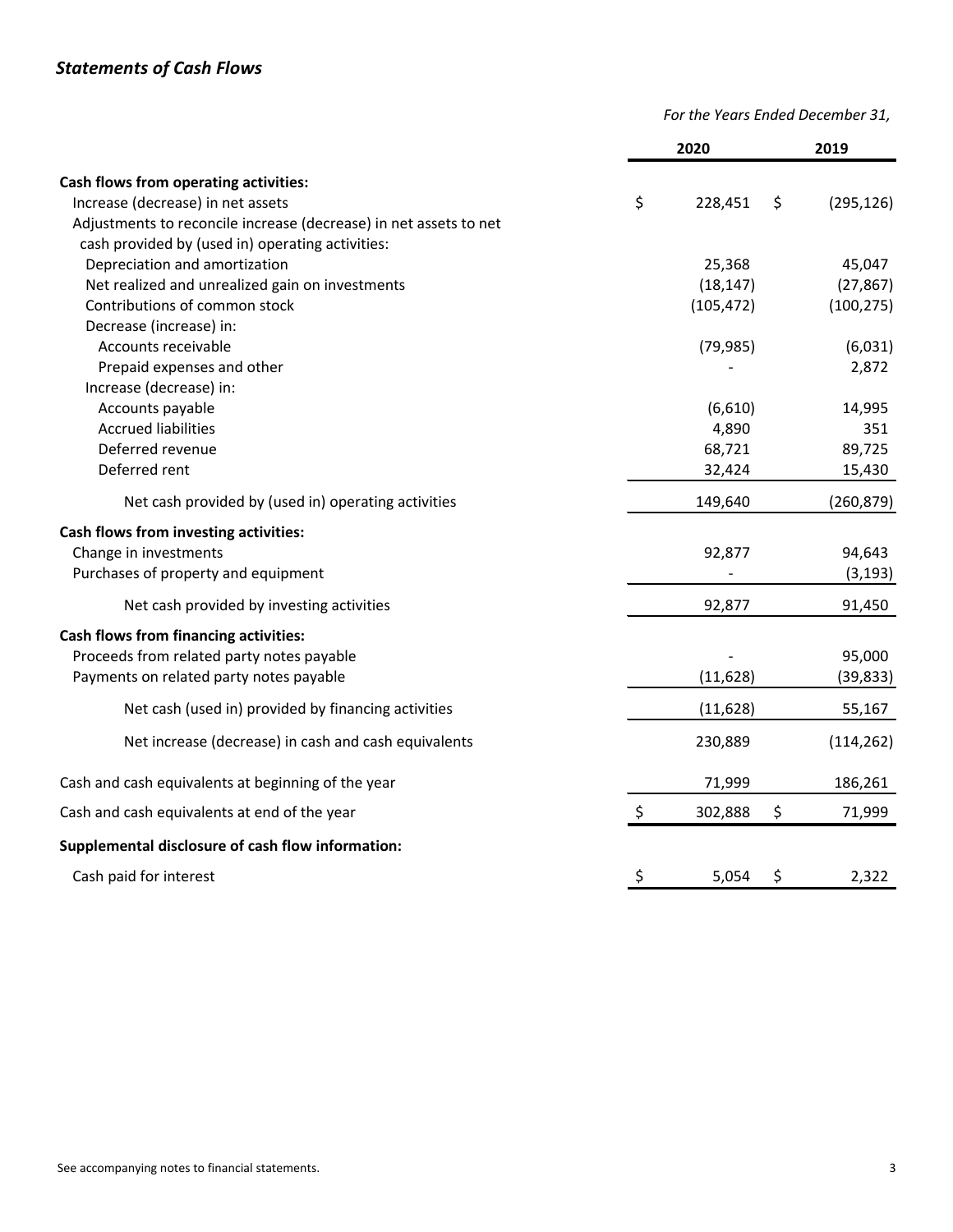## *Statements of Cash Flows*

| | *For the Years Ended December 31,* | |
|---|---|---|
| | **2020** | **2019** |
| **Cash flows from operating activities:** | | |
| Increase (decrease) in net assets | $ 228,451 | $ (295,126) |
| Adjustments to reconcile increase (decrease) in net assets to net cash provided by (used in) operating activities: | | |
| Depreciation and amortization | 25,368 | 45,047 |
| Net realized and unrealized gain on investments | (18,147) | (27,867) |
| Contributions of common stock | (105,472) | (100,275) |
| Decrease (increase) in: | | |
| Accounts receivable | (79,985) | (6,031) |
| Prepaid expenses and other | - | 2,872 |
| Increase (decrease) in: | | |
| Accounts payable | (6,610) | 14,995 |
| Accrued liabilities | 4,890 | 351 |
| Deferred revenue | 68,721 | 89,725 |
| Deferred rent | 32,424 | 15,430 |
| Net cash provided by (used in) operating activities | 149,640 | (260,879) |
| **Cash flows from investing activities:** | | |
| Change in investments | 92,877 | 94,643 |
| Purchases of property and equipment | - | (3,193) |
| Net cash provided by investing activities | 92,877 | 91,450 |
| **Cash flows from financing activities:** | | |
| Proceeds from related party notes payable | - | 95,000 |
| Payments on related party notes payable | (11,628) | (39,833) |
| Net cash (used in) provided by financing activities | (11,628) | 55,167 |
| Net increase (decrease) in cash and cash equivalents | 230,889 | (114,262) |
| Cash and cash equivalents at beginning of the year | 71,999 | 186,261 |
| Cash and cash equivalents at end of the year | $ 302,888 | $ 71,999 |
| **Supplemental disclosure of cash flow information:** | | |
| Cash paid for interest | $ 5,054 | $ 2,322 |

See accompanying notes to financial statements.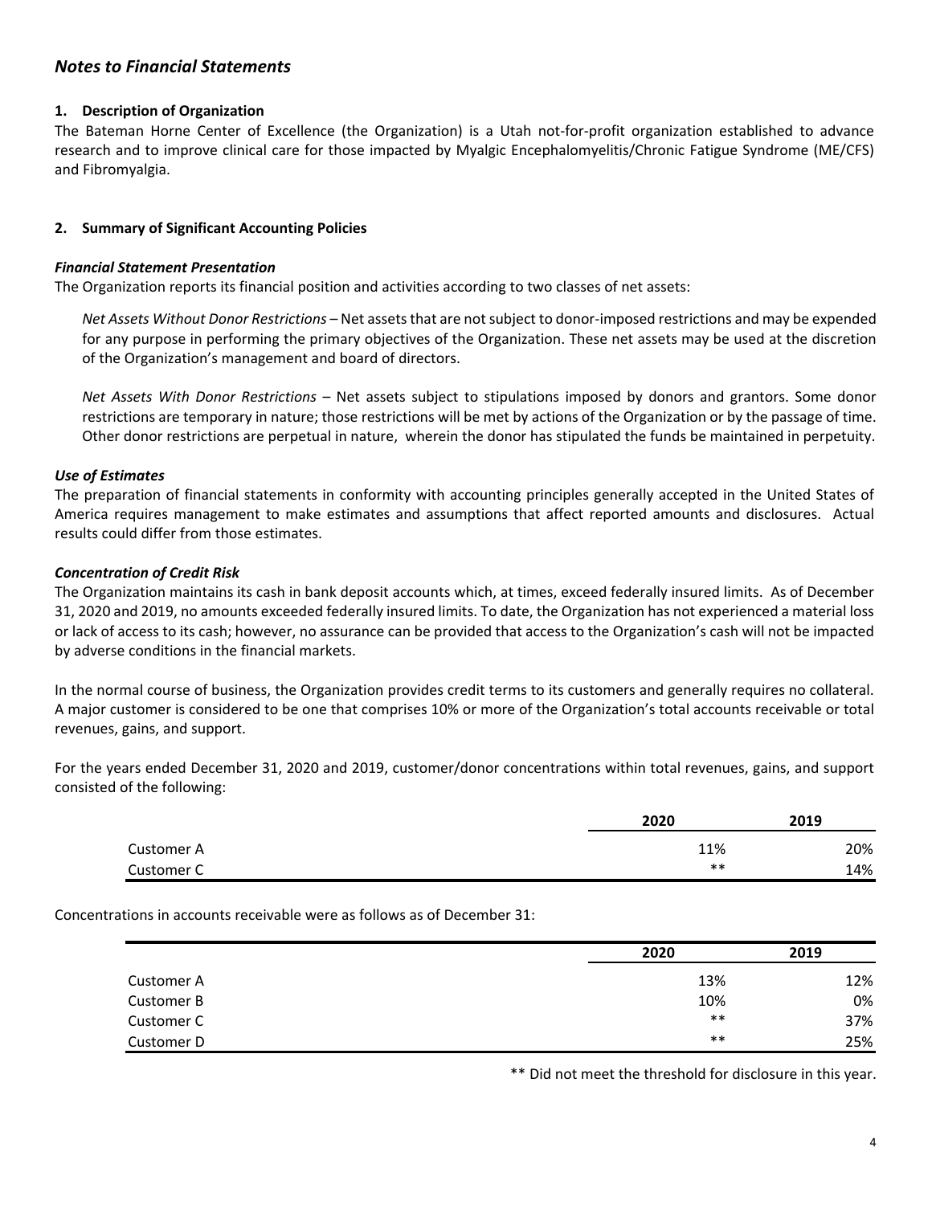## Notes to Financial Statements

### 1. Description of Organization

The Bateman Horne Center of Excellence (the Organization) is a Utah not-for-profit organization established to advance research and to improve clinical care for those impacted by Myalgic Encephalomyelitis/Chronic Fatigue Syndrome (ME/CFS) and Fibromyalgia.

### 2. Summary of Significant Accounting Policies

***Financial Statement Presentation***

The Organization reports its financial position and activities according to two classes of net assets:

*Net Assets Without Donor Restrictions* – Net assets that are not subject to donor-imposed restrictions and may be expended for any purpose in performing the primary objectives of the Organization. These net assets may be used at the discretion of the Organization's management and board of directors.

*Net Assets With Donor Restrictions* – Net assets subject to stipulations imposed by donors and grantors. Some donor restrictions are temporary in nature; those restrictions will be met by actions of the Organization or by the passage of time. Other donor restrictions are perpetual in nature, wherein the donor has stipulated the funds be maintained in perpetuity.

***Use of Estimates***

The preparation of financial statements in conformity with accounting principles generally accepted in the United States of America requires management to make estimates and assumptions that affect reported amounts and disclosures. Actual results could differ from those estimates.

***Concentration of Credit Risk***

The Organization maintains its cash in bank deposit accounts which, at times, exceed federally insured limits. As of December 31, 2020 and 2019, no amounts exceeded federally insured limits. To date, the Organization has not experienced a material loss or lack of access to its cash; however, no assurance can be provided that access to the Organization's cash will not be impacted by adverse conditions in the financial markets.

In the normal course of business, the Organization provides credit terms to its customers and generally requires no collateral. A major customer is considered to be one that comprises 10% or more of the Organization's total accounts receivable or total revenues, gains, and support.

For the years ended December 31, 2020 and 2019, customer/donor concentrations within total revenues, gains, and support consisted of the following:

| | 2020 | 2019 |
|---|---|---|
| Customer A | 11% | 20% |
| Customer C | ** | 14% |

Concentrations in accounts receivable were as follows as of December 31:

| | 2020 | 2019 |
|---|---|---|
| Customer A | 13% | 12% |
| Customer B | 10% | 0% |
| Customer C | ** | 37% |
| Customer D | ** | 25% |

** Did not meet the threshold for disclosure in this year.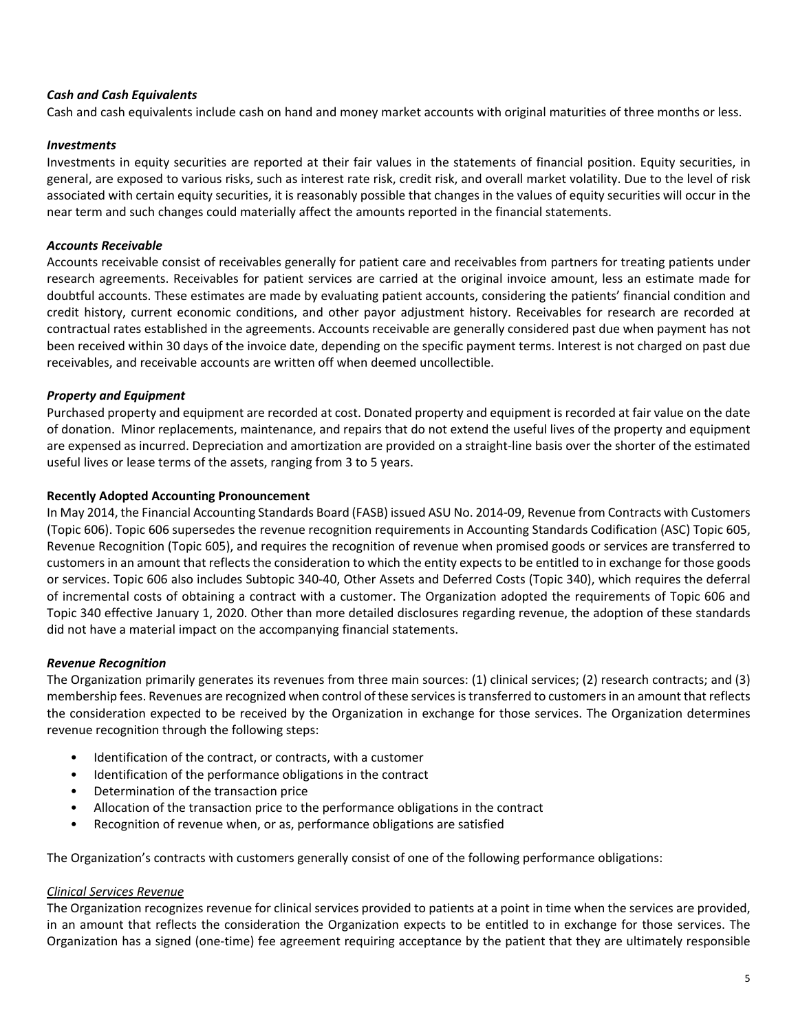### *Cash and Cash Equivalents*

Cash and cash equivalents include cash on hand and money market accounts with original maturities of three months or less.

### *Investments*

Investments in equity securities are reported at their fair values in the statements of financial position. Equity securities, in general, are exposed to various risks, such as interest rate risk, credit risk, and overall market volatility. Due to the level of risk associated with certain equity securities, it is reasonably possible that changes in the values of equity securities will occur in the near term and such changes could materially affect the amounts reported in the financial statements.

### *Accounts Receivable*

Accounts receivable consist of receivables generally for patient care and receivables from partners for treating patients under research agreements. Receivables for patient services are carried at the original invoice amount, less an estimate made for doubtful accounts. These estimates are made by evaluating patient accounts, considering the patients' financial condition and credit history, current economic conditions, and other payor adjustment history. Receivables for research are recorded at contractual rates established in the agreements. Accounts receivable are generally considered past due when payment has not been received within 30 days of the invoice date, depending on the specific payment terms. Interest is not charged on past due receivables, and receivable accounts are written off when deemed uncollectible.

### *Property and Equipment*

Purchased property and equipment are recorded at cost. Donated property and equipment is recorded at fair value on the date of donation. Minor replacements, maintenance, and repairs that do not extend the useful lives of the property and equipment are expensed as incurred. Depreciation and amortization are provided on a straight-line basis over the shorter of the estimated useful lives or lease terms of the assets, ranging from 3 to 5 years.

### **Recently Adopted Accounting Pronouncement**

In May 2014, the Financial Accounting Standards Board (FASB) issued ASU No. 2014-09, Revenue from Contracts with Customers (Topic 606). Topic 606 supersedes the revenue recognition requirements in Accounting Standards Codification (ASC) Topic 605, Revenue Recognition (Topic 605), and requires the recognition of revenue when promised goods or services are transferred to customers in an amount that reflects the consideration to which the entity expects to be entitled to in exchange for those goods or services. Topic 606 also includes Subtopic 340-40, Other Assets and Deferred Costs (Topic 340), which requires the deferral of incremental costs of obtaining a contract with a customer. The Organization adopted the requirements of Topic 606 and Topic 340 effective January 1, 2020. Other than more detailed disclosures regarding revenue, the adoption of these standards did not have a material impact on the accompanying financial statements.

### *Revenue Recognition*

The Organization primarily generates its revenues from three main sources: (1) clinical services; (2) research contracts; and (3) membership fees. Revenues are recognized when control of these services is transferred to customers in an amount that reflects the consideration expected to be received by the Organization in exchange for those services. The Organization determines revenue recognition through the following steps:

- Identification of the contract, or contracts, with a customer
- Identification of the performance obligations in the contract
- Determination of the transaction price
- Allocation of the transaction price to the performance obligations in the contract
- Recognition of revenue when, or as, performance obligations are satisfied

The Organization's contracts with customers generally consist of one of the following performance obligations:

<u>*Clinical Services Revenue*</u>

The Organization recognizes revenue for clinical services provided to patients at a point in time when the services are provided, in an amount that reflects the consideration the Organization expects to be entitled to in exchange for those services. The Organization has a signed (one-time) fee agreement requiring acceptance by the patient that they are ultimately responsible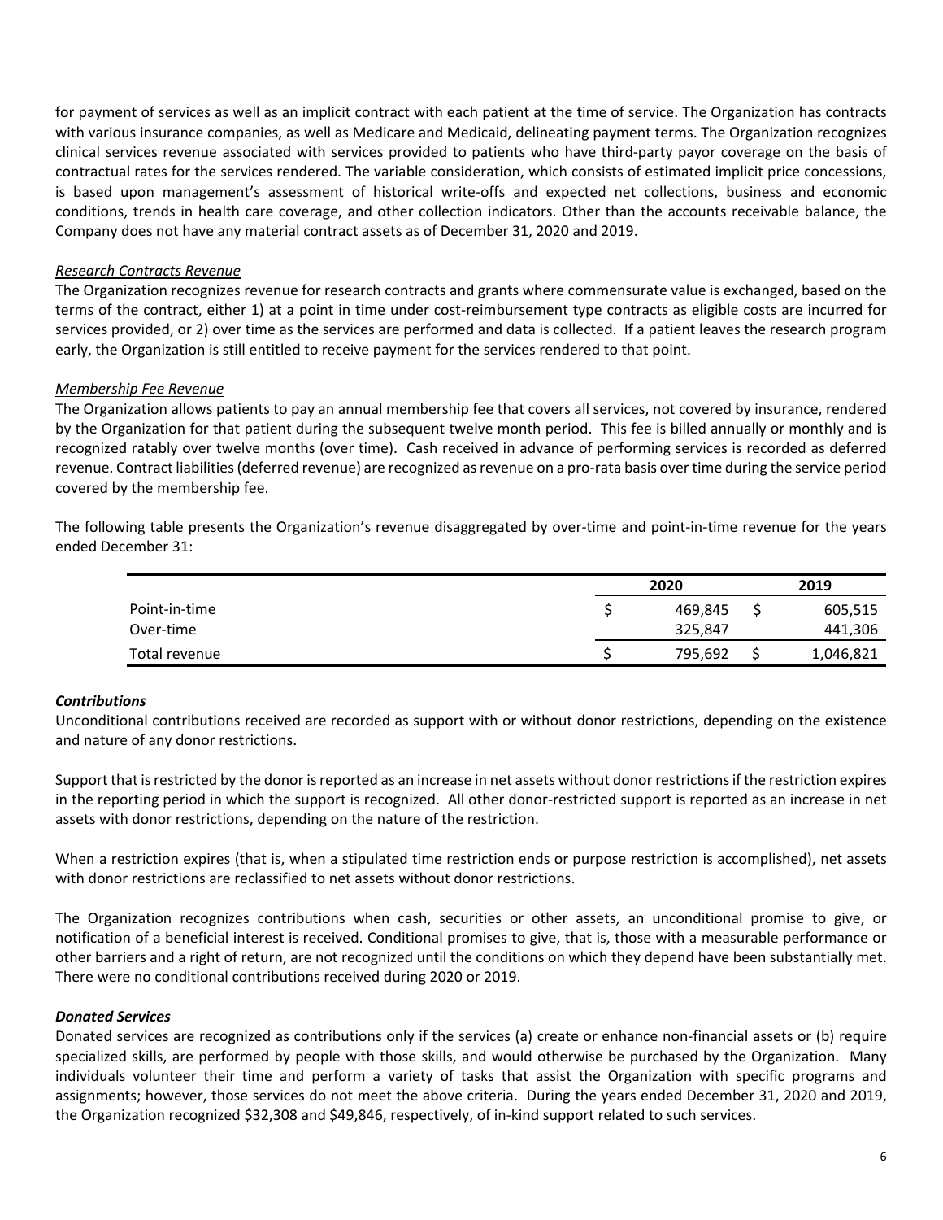for payment of services as well as an implicit contract with each patient at the time of service. The Organization has contracts with various insurance companies, as well as Medicare and Medicaid, delineating payment terms. The Organization recognizes clinical services revenue associated with services provided to patients who have third-party payor coverage on the basis of contractual rates for the services rendered. The variable consideration, which consists of estimated implicit price concessions, is based upon management's assessment of historical write-offs and expected net collections, business and economic conditions, trends in health care coverage, and other collection indicators. Other than the accounts receivable balance, the Company does not have any material contract assets as of December 31, 2020 and 2019.

*Research Contracts Revenue*

The Organization recognizes revenue for research contracts and grants where commensurate value is exchanged, based on the terms of the contract, either 1) at a point in time under cost-reimbursement type contracts as eligible costs are incurred for services provided, or 2) over time as the services are performed and data is collected. If a patient leaves the research program early, the Organization is still entitled to receive payment for the services rendered to that point.

*Membership Fee Revenue*

The Organization allows patients to pay an annual membership fee that covers all services, not covered by insurance, rendered by the Organization for that patient during the subsequent twelve month period. This fee is billed annually or monthly and is recognized ratably over twelve months (over time). Cash received in advance of performing services is recorded as deferred revenue. Contract liabilities (deferred revenue) are recognized as revenue on a pro-rata basis over time during the service period covered by the membership fee.

The following table presents the Organization's revenue disaggregated by over-time and point-in-time revenue for the years ended December 31:

| | 2020 | 2019 |
|---|---|---|
| Point-in-time | $ 469,845 | $ 605,515 |
| Over-time | 325,847 | 441,306 |
| Total revenue | $ 795,692 | $ 1,046,821 |

***Contributions***

Unconditional contributions received are recorded as support with or without donor restrictions, depending on the existence and nature of any donor restrictions.

Support that is restricted by the donor is reported as an increase in net assets without donor restrictions if the restriction expires in the reporting period in which the support is recognized. All other donor-restricted support is reported as an increase in net assets with donor restrictions, depending on the nature of the restriction.

When a restriction expires (that is, when a stipulated time restriction ends or purpose restriction is accomplished), net assets with donor restrictions are reclassified to net assets without donor restrictions.

The Organization recognizes contributions when cash, securities or other assets, an unconditional promise to give, or notification of a beneficial interest is received. Conditional promises to give, that is, those with a measurable performance or other barriers and a right of return, are not recognized until the conditions on which they depend have been substantially met. There were no conditional contributions received during 2020 or 2019.

***Donated Services***

Donated services are recognized as contributions only if the services (a) create or enhance non-financial assets or (b) require specialized skills, are performed by people with those skills, and would otherwise be purchased by the Organization. Many individuals volunteer their time and perform a variety of tasks that assist the Organization with specific programs and assignments; however, those services do not meet the above criteria. During the years ended December 31, 2020 and 2019, the Organization recognized $32,308 and $49,846, respectively, of in-kind support related to such services.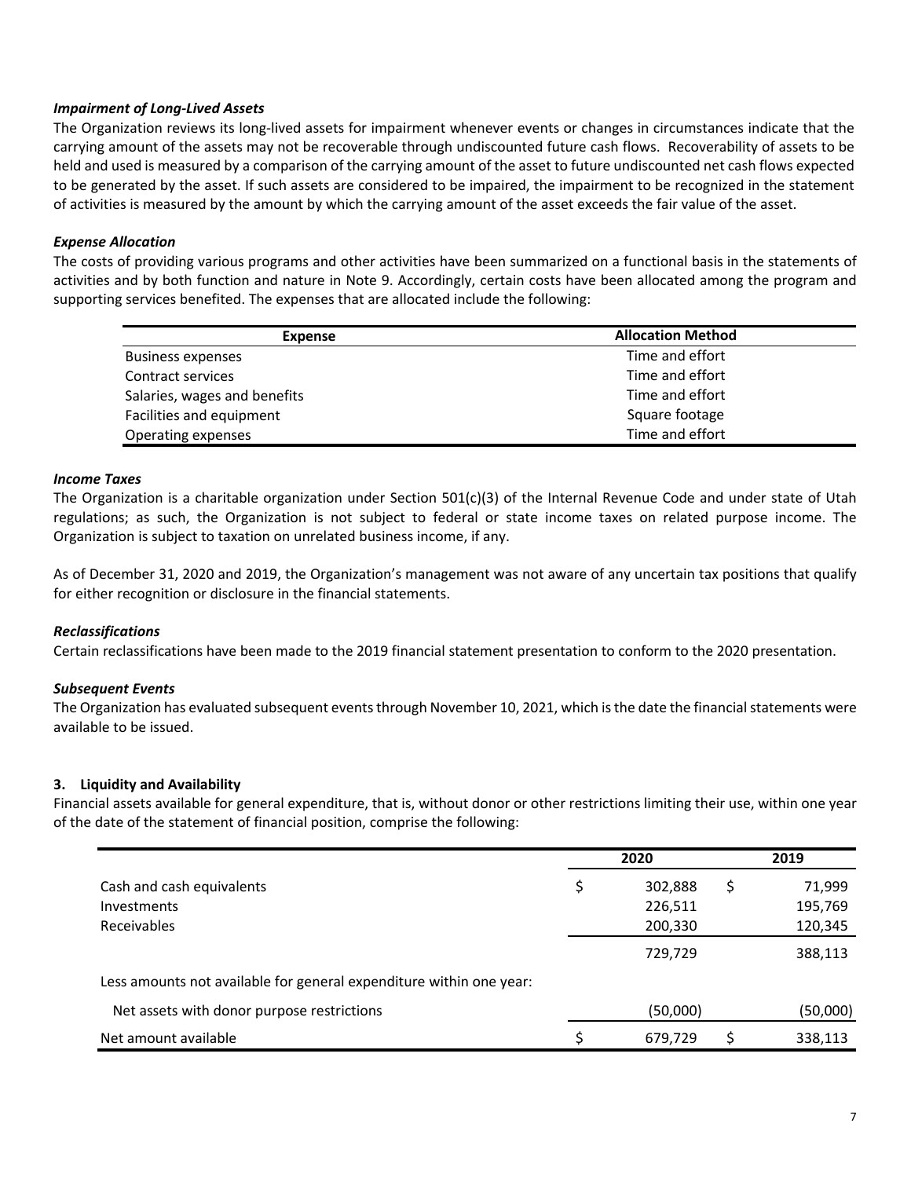***Impairment of Long-Lived Assets***

The Organization reviews its long-lived assets for impairment whenever events or changes in circumstances indicate that the carrying amount of the assets may not be recoverable through undiscounted future cash flows. Recoverability of assets to be held and used is measured by a comparison of the carrying amount of the asset to future undiscounted net cash flows expected to be generated by the asset. If such assets are considered to be impaired, the impairment to be recognized in the statement of activities is measured by the amount by which the carrying amount of the asset exceeds the fair value of the asset.

***Expense Allocation***

The costs of providing various programs and other activities have been summarized on a functional basis in the statements of activities and by both function and nature in Note 9. Accordingly, certain costs have been allocated among the program and supporting services benefited. The expenses that are allocated include the following:

| Expense | Allocation Method |
|---|---|
| Business expenses | Time and effort |
| Contract services | Time and effort |
| Salaries, wages and benefits | Time and effort |
| Facilities and equipment | Square footage |
| Operating expenses | Time and effort |

***Income Taxes***

The Organization is a charitable organization under Section 501(c)(3) of the Internal Revenue Code and under state of Utah regulations; as such, the Organization is not subject to federal or state income taxes on related purpose income. The Organization is subject to taxation on unrelated business income, if any.

As of December 31, 2020 and 2019, the Organization's management was not aware of any uncertain tax positions that qualify for either recognition or disclosure in the financial statements.

***Reclassifications***

Certain reclassifications have been made to the 2019 financial statement presentation to conform to the 2020 presentation.

***Subsequent Events***

The Organization has evaluated subsequent events through November 10, 2021, which is the date the financial statements were available to be issued.

### 3. Liquidity and Availability

Financial assets available for general expenditure, that is, without donor or other restrictions limiting their use, within one year of the date of the statement of financial position, comprise the following:

| | 2020 | 2019 |
|---|---|---|
| Cash and cash equivalents | $ 302,888 | $ 71,999 |
| Investments | 226,511 | 195,769 |
| Receivables | 200,330 | 120,345 |
| | 729,729 | 388,113 |
| Less amounts not available for general expenditure within one year: | | |
| Net assets with donor purpose restrictions | (50,000) | (50,000) |
| Net amount available | $ 679,729 | $ 338,113 |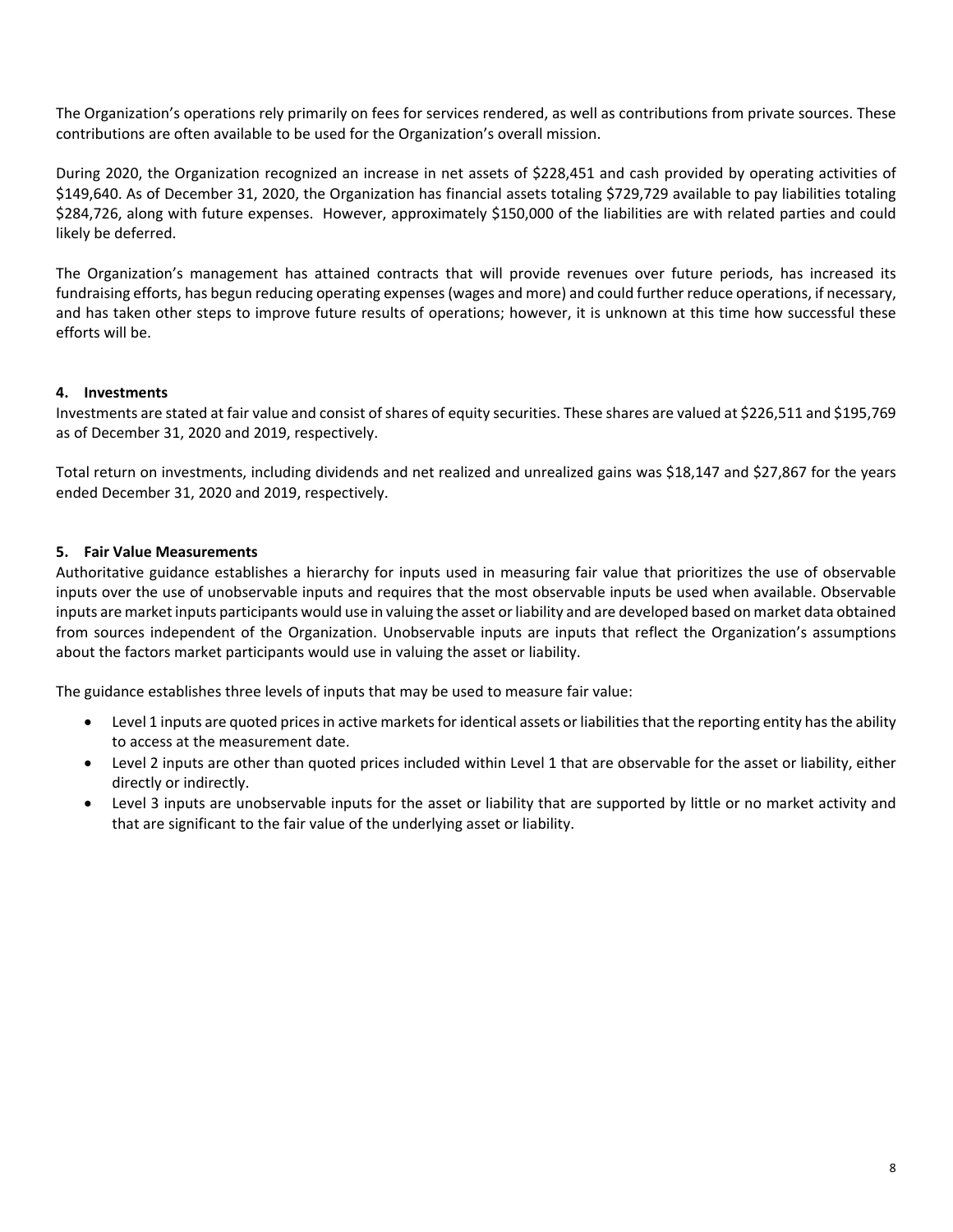The Organization's operations rely primarily on fees for services rendered, as well as contributions from private sources. These contributions are often available to be used for the Organization's overall mission.

During 2020, the Organization recognized an increase in net assets of $228,451 and cash provided by operating activities of $149,640. As of December 31, 2020, the Organization has financial assets totaling $729,729 available to pay liabilities totaling $284,726, along with future expenses. However, approximately $150,000 of the liabilities are with related parties and could likely be deferred.

The Organization's management has attained contracts that will provide revenues over future periods, has increased its fundraising efforts, has begun reducing operating expenses (wages and more) and could further reduce operations, if necessary, and has taken other steps to improve future results of operations; however, it is unknown at this time how successful these efforts will be.

### 4. Investments

Investments are stated at fair value and consist of shares of equity securities. These shares are valued at $226,511 and $195,769 as of December 31, 2020 and 2019, respectively.

Total return on investments, including dividends and net realized and unrealized gains was $18,147 and $27,867 for the years ended December 31, 2020 and 2019, respectively.

### 5. Fair Value Measurements

Authoritative guidance establishes a hierarchy for inputs used in measuring fair value that prioritizes the use of observable inputs over the use of unobservable inputs and requires that the most observable inputs be used when available. Observable inputs are market inputs participants would use in valuing the asset or liability and are developed based on market data obtained from sources independent of the Organization. Unobservable inputs are inputs that reflect the Organization's assumptions about the factors market participants would use in valuing the asset or liability.

The guidance establishes three levels of inputs that may be used to measure fair value:

- Level 1 inputs are quoted prices in active markets for identical assets or liabilities that the reporting entity has the ability to access at the measurement date.
- Level 2 inputs are other than quoted prices included within Level 1 that are observable for the asset or liability, either directly or indirectly.
- Level 3 inputs are unobservable inputs for the asset or liability that are supported by little or no market activity and that are significant to the fair value of the underlying asset or liability.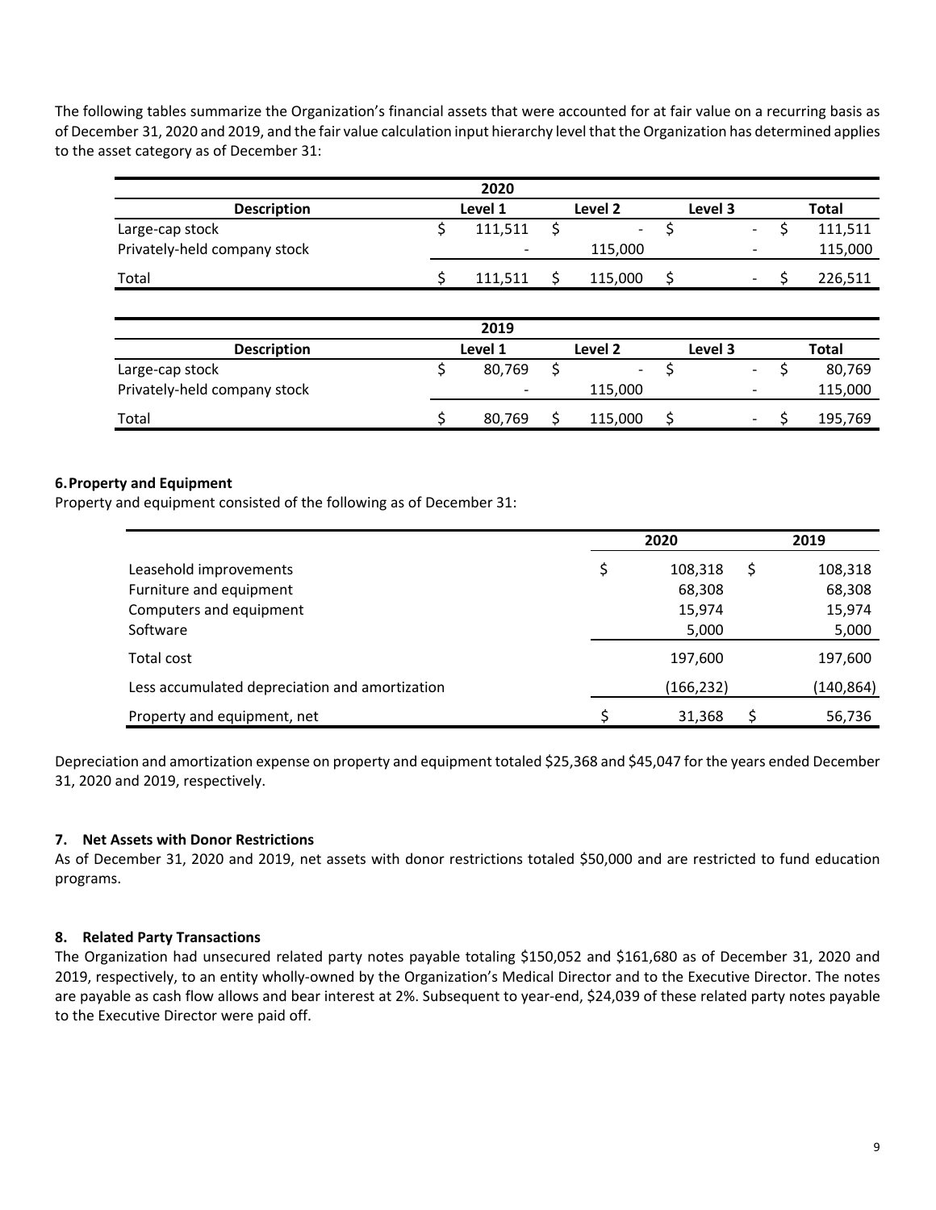The following tables summarize the Organization's financial assets that were accounted for at fair value on a recurring basis as of December 31, 2020 and 2019, and the fair value calculation input hierarchy level that the Organization has determined applies to the asset category as of December 31:

| | 2020 | | | |
|---|---|---|---|---|
| **Description** | **Level 1** | **Level 2** | **Level 3** | **Total** |
| Large-cap stock | $ 111,511 | $ - | $ - | $ 111,511 |
| Privately-held company stock | - | 115,000 | - | 115,000 |
| Total | $ 111,511 | $ 115,000 | $ - | $ 226,511 |

| | 2019 | | | |
|---|---|---|---|---|
| **Description** | **Level 1** | **Level 2** | **Level 3** | **Total** |
| Large-cap stock | $ 80,769 | $ - | $ - | $ 80,769 |
| Privately-held company stock | - | 115,000 | - | 115,000 |
| Total | $ 80,769 | $ 115,000 | $ - | $ 195,769 |

### 6. Property and Equipment

Property and equipment consisted of the following as of December 31:

| | 2020 | 2019 |
|---|---|---|
| Leasehold improvements | $ 108,318 | $ 108,318 |
| Furniture and equipment | 68,308 | 68,308 |
| Computers and equipment | 15,974 | 15,974 |
| Software | 5,000 | 5,000 |
| Total cost | 197,600 | 197,600 |
| Less accumulated depreciation and amortization | (166,232) | (140,864) |
| Property and equipment, net | $ 31,368 | $ 56,736 |

Depreciation and amortization expense on property and equipment totaled $25,368 and $45,047 for the years ended December 31, 2020 and 2019, respectively.

### 7. Net Assets with Donor Restrictions

As of December 31, 2020 and 2019, net assets with donor restrictions totaled $50,000 and are restricted to fund education programs.

### 8. Related Party Transactions

The Organization had unsecured related party notes payable totaling $150,052 and $161,680 as of December 31, 2020 and 2019, respectively, to an entity wholly-owned by the Organization's Medical Director and to the Executive Director. The notes are payable as cash flow allows and bear interest at 2%. Subsequent to year-end, $24,039 of these related party notes payable to the Executive Director were paid off.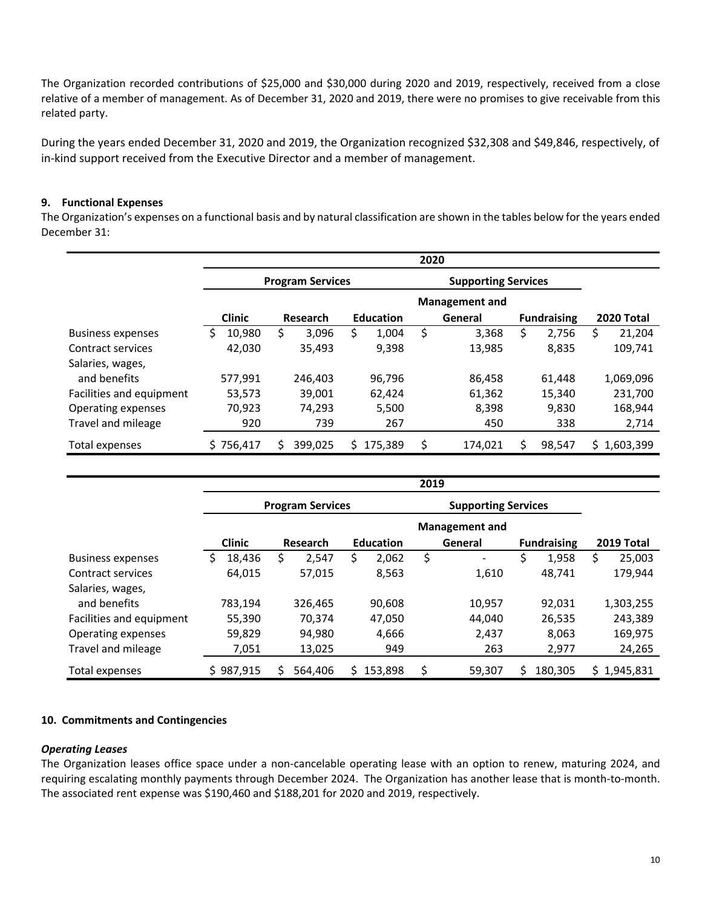The Organization recorded contributions of $25,000 and $30,000 during 2020 and 2019, respectively, received from a close relative of a member of management. As of December 31, 2020 and 2019, there were no promises to give receivable from this related party.

During the years ended December 31, 2020 and 2019, the Organization recognized $32,308 and $49,846, respectively, of in-kind support received from the Executive Director and a member of management.

## 9. Functional Expenses

The Organization's expenses on a functional basis and by natural classification are shown in the tables below for the years ended December 31:

| | 2020 | | | | | |
|---|---|---|---|---|---|---|
| | Program Services | | | Supporting Services | | |
| | Clinic | Research | Education | Management and General | Fundraising | 2020 Total |
| Business expenses | $ 10,980 | $ 3,096 | $ 1,004 | $ 3,368 | $ 2,756 | $ 21,204 |
| Contract services | 42,030 | 35,493 | 9,398 | 13,985 | 8,835 | 109,741 |
| Salaries, wages, and benefits | 577,991 | 246,403 | 96,796 | 86,458 | 61,448 | 1,069,096 |
| Facilities and equipment | 53,573 | 39,001 | 62,424 | 61,362 | 15,340 | 231,700 |
| Operating expenses | 70,923 | 74,293 | 5,500 | 8,398 | 9,830 | 168,944 |
| Travel and mileage | 920 | 739 | 267 | 450 | 338 | 2,714 |
| Total expenses | $ 756,417 | $ 399,025 | $ 175,389 | $ 174,021 | $ 98,547 | $ 1,603,399 |

| | 2019 | | | | | |
|---|---|---|---|---|---|---|
| | Program Services | | | Supporting Services | | |
| | Clinic | Research | Education | Management and General | Fundraising | 2019 Total |
| Business expenses | $ 18,436 | $ 2,547 | $ 2,062 | $ - | $ 1,958 | $ 25,003 |
| Contract services | 64,015 | 57,015 | 8,563 | 1,610 | 48,741 | 179,944 |
| Salaries, wages, and benefits | 783,194 | 326,465 | 90,608 | 10,957 | 92,031 | 1,303,255 |
| Facilities and equipment | 55,390 | 70,374 | 47,050 | 44,040 | 26,535 | 243,389 |
| Operating expenses | 59,829 | 94,980 | 4,666 | 2,437 | 8,063 | 169,975 |
| Travel and mileage | 7,051 | 13,025 | 949 | 263 | 2,977 | 24,265 |
| Total expenses | $ 987,915 | $ 564,406 | $ 153,898 | $ 59,307 | $ 180,305 | $ 1,945,831 |

## 10. Commitments and Contingencies

### *Operating Leases*

The Organization leases office space under a non-cancelable operating lease with an option to renew, maturing 2024, and requiring escalating monthly payments through December 2024. The Organization has another lease that is month-to-month. The associated rent expense was $190,460 and $188,201 for 2020 and 2019, respectively.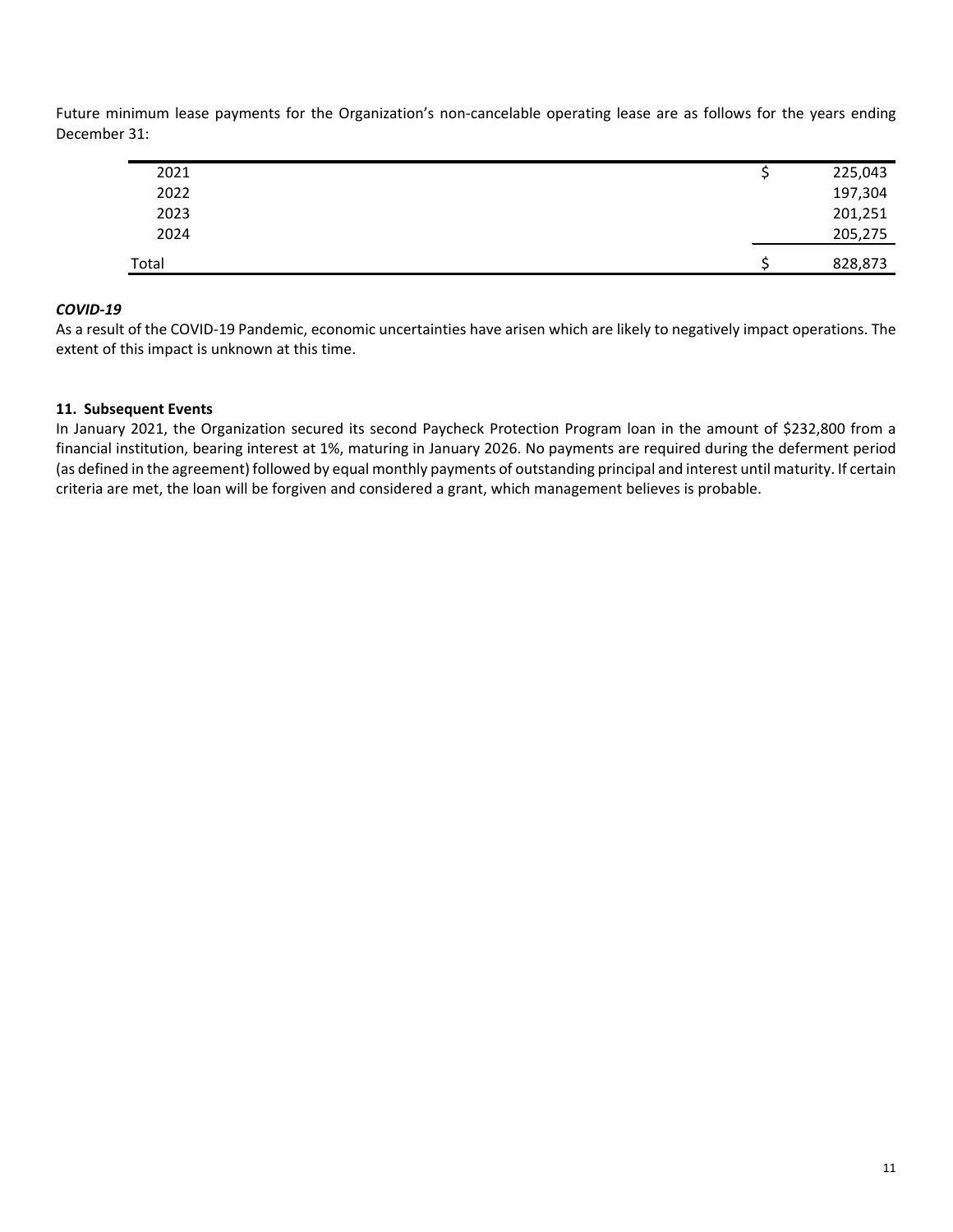Future minimum lease payments for the Organization's non-cancelable operating lease are as follows for the years ending December 31:

| | |
|---|---|
| 2021 | $ 225,043 |
| 2022 | 197,304 |
| 2023 | 201,251 |
| 2024 | 205,275 |
| Total | $ 828,873 |

***COVID-19***

As a result of the COVID-19 Pandemic, economic uncertainties have arisen which are likely to negatively impact operations. The extent of this impact is unknown at this time.

### 11. Subsequent Events

In January 2021, the Organization secured its second Paycheck Protection Program loan in the amount of $232,800 from a financial institution, bearing interest at 1%, maturing in January 2026. No payments are required during the deferment period (as defined in the agreement) followed by equal monthly payments of outstanding principal and interest until maturity. If certain criteria are met, the loan will be forgiven and considered a grant, which management believes is probable.